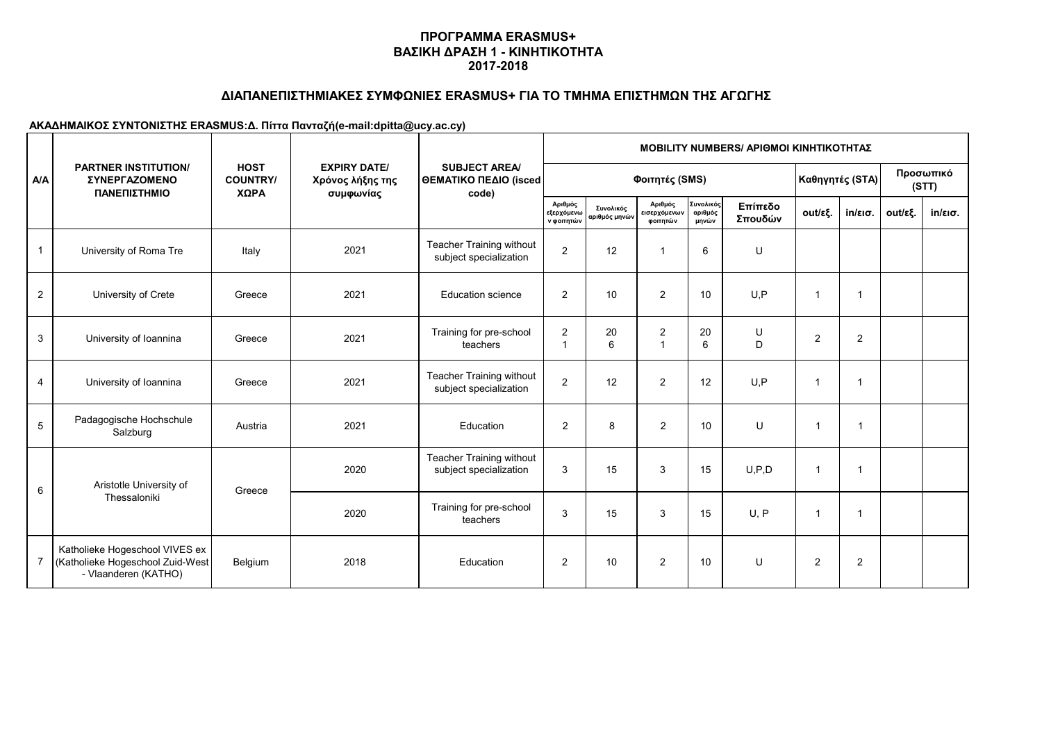# ΠΡΟΓΡΑΜΜΑ ERASMUS+
## ΒΑΣΙΚΗ ΔΡΑΣΗ 1 - ΚΙΝΗΤΙΚΟΤΗΤΑ
## 2017-2018

### ΔΙΑΠΑΝΕΠΙΣΤΗΜΙΑΚΕΣ ΣΥΜΦΩΝΙΕΣ ERASMUS+ ΓΙΑ ΤΟ ΤΜΗΜΑ ΕΠΙΣΤΗΜΩΝ ΤΗΣ ΑΓΩΓΗΣ

**ΑΚΑΔΗΜΑΙΚΟΣ ΣΥΝΤΟΝΙΣΤΗΣ ERASMUS:Δ. Πίττα Πανταζή(e-mail:dpitta@ucy.ac.cy)**

| Α/Α | PARTNER INSTITUTION/ ΣΥΝΕΡΓΑΖΟΜΕΝΟ ΠΑΝΕΠΙΣΤΗΜΙΟ | HOST COUNTRY/ ΧΩΡΑ | EXPIRY DATE/ Χρόνος λήξης της συμφωνίας | SUBJECT AREA/ ΘΕΜΑΤΙΚΟ ΠΕΔΙΟ (isced code) | MOBILITY NUMBERS/ ΑΡΙΘΜΟΙ ΚΙΝΗΤΙΚΟΤΗΤΑΣ | | | | | | | | |
|---|---|---|---|---|---|---|---|---|---|---|---|---|---|
| | | | | | Φοιτητές (SMS) | | | | | Καθηγητές (STA) | | Προσωπικό (STT) | |
| | | | | | Αριθμός εξερχόμενων φοιτητών | Συνολικός αριθμός μηνών | Αριθμός εισερχόμενων φοιτητών | Συνολικός αριθμός μηνών | Επίπεδο Σπουδών | out/εξ. | in/εισ. | out/εξ. | in/εισ. |
| 1 | University of Roma Tre | Italy | 2021 | Teacher Training without subject specialization | 2 | 12 | 1 | 6 | U | | | | |
| 2 | University of Crete | Greece | 2021 | Education science | 2 | 10 | 2 | 10 | U,P | 1 | 1 | | |
| 3 | University of Ioannina | Greece | 2021 | Training for pre-school teachers | 2<br>1 | 20<br>6 | 2<br>1 | 20<br>6 | U<br>D | 2 | 2 | | |
| 4 | University of Ioannina | Greece | 2021 | Teacher Training without subject specialization | 2 | 12 | 2 | 12 | U,P | 1 | 1 | | |
| 5 | Padagogische Hochschule Salzburg | Austria | 2021 | Education | 2 | 8 | 2 | 10 | U | 1 | 1 | | |
| 6 | Aristotle University of Thessaloniki | Greece | 2020 | Teacher Training without subject specialization | 3 | 15 | 3 | 15 | U,P,D | 1 | 1 | | |
| | | | 2020 | Training for pre-school teachers | 3 | 15 | 3 | 15 | U, P | 1 | 1 | | |
| 7 | Katholieke Hogeschool VIVES ex (Katholieke Hogeschool Zuid-West - Vlaanderen (KATHO) | Belgium | 2018 | Education | 2 | 10 | 2 | 10 | U | 2 | 2 | | |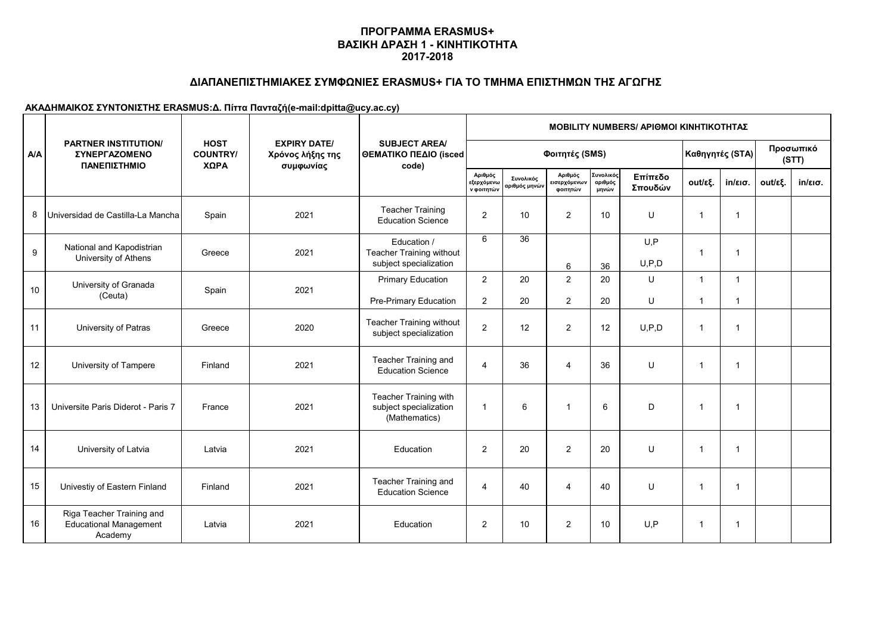# ΠΡΟΓΡΑΜΜΑ ERASMUS+
# ΒΑΣΙΚΗ ΔΡΑΣΗ 1 - ΚΙΝΗΤΙΚΟΤΗΤΑ
# 2017-2018

## ΔΙΑΠΑΝΕΠΙΣΤΗΜΙΑΚΕΣ ΣΥΜΦΩΝΙΕΣ ERASMUS+ ΓΙΑ ΤΟ ΤΜΗΜΑ ΕΠΙΣΤΗΜΩΝ ΤΗΣ ΑΓΩΓΗΣ

**ΑΚΑΔΗΜΑΙΚΟΣ ΣΥΝΤΟΝΙΣΤΗΣ ERASMUS:Δ. Πίττα Πανταζή(e-mail:dpitta@ucy.ac.cy)**

| Α/Α | PARTNER INSTITUTION/ ΣΥΝΕΡΓΑΖΟΜΕΝΟ ΠΑΝΕΠΙΣΤΗΜΙΟ | HOST COUNTRY/ ΧΩΡΑ | EXPIRY DATE/ Χρόνος λήξης της συμφωνίας | SUBJECT AREA/ ΘΕΜΑΤΙΚΟ ΠΕΔΙΟ (isced code) | MOBILITY NUMBERS/ ΑΡΙΘΜΟΙ ΚΙΝΗΤΙΚΟΤΗΤΑΣ | | | | | | | | |
|---|---|---|---|---|---|---|---|---|---|---|---|---|---|
| | | | | | Φοιτητές (SMS) | | | | | Καθηγητές (STA) | | Προσωπικό (STT) | |
| | | | | | Αριθμός εξερχόμενων φοιτητών | Συνολικός αριθμός μηνών | Αριθμός εισερχόμενων φοιτητών | Συνολικός αριθμός μηνών | Επίπεδο Σπουδών | out/εξ. | in/εισ. | out/εξ. | in/εισ. |
| 8 | Universidad de Castilla-La Mancha | Spain | 2021 | Teacher Training Education Science | 2 | 10 | 2 | 10 | U | 1 | 1 | | |
| 9 | National and Kapodistrian University of Athens | Greece | 2021 | Education / Teacher Training without subject specialization | 6 | 36 | 6 | 36 | U,P<br>U,P,D | 1 | 1 | | |
| 10 | University of Granada (Ceuta) | Spain | 2021 | Primary Education | 2 | 20 | 2 | 20 | U | 1 | 1 | | |
| | | | | Pre-Primary Education | 2 | 20 | 2 | 20 | U | 1 | 1 | | |
| 11 | University of Patras | Greece | 2020 | Teacher Training without subject specialization | 2 | 12 | 2 | 12 | U,P,D | 1 | 1 | | |
| 12 | University of Tampere | Finland | 2021 | Teacher Training and Education Science | 4 | 36 | 4 | 36 | U | 1 | 1 | | |
| 13 | Universite Paris Diderot - Paris 7 | France | 2021 | Teacher Training with subject specialization (Mathematics) | 1 | 6 | 1 | 6 | D | 1 | 1 | | |
| 14 | University of Latvia | Latvia | 2021 | Education | 2 | 20 | 2 | 20 | U | 1 | 1 | | |
| 15 | Univestiy of Eastern Finland | Finland | 2021 | Teacher Training and Education Science | 4 | 40 | 4 | 40 | U | 1 | 1 | | |
| 16 | Riga Teacher Training and Educational Management Academy | Latvia | 2021 | Education | 2 | 10 | 2 | 10 | U,P | 1 | 1 | | |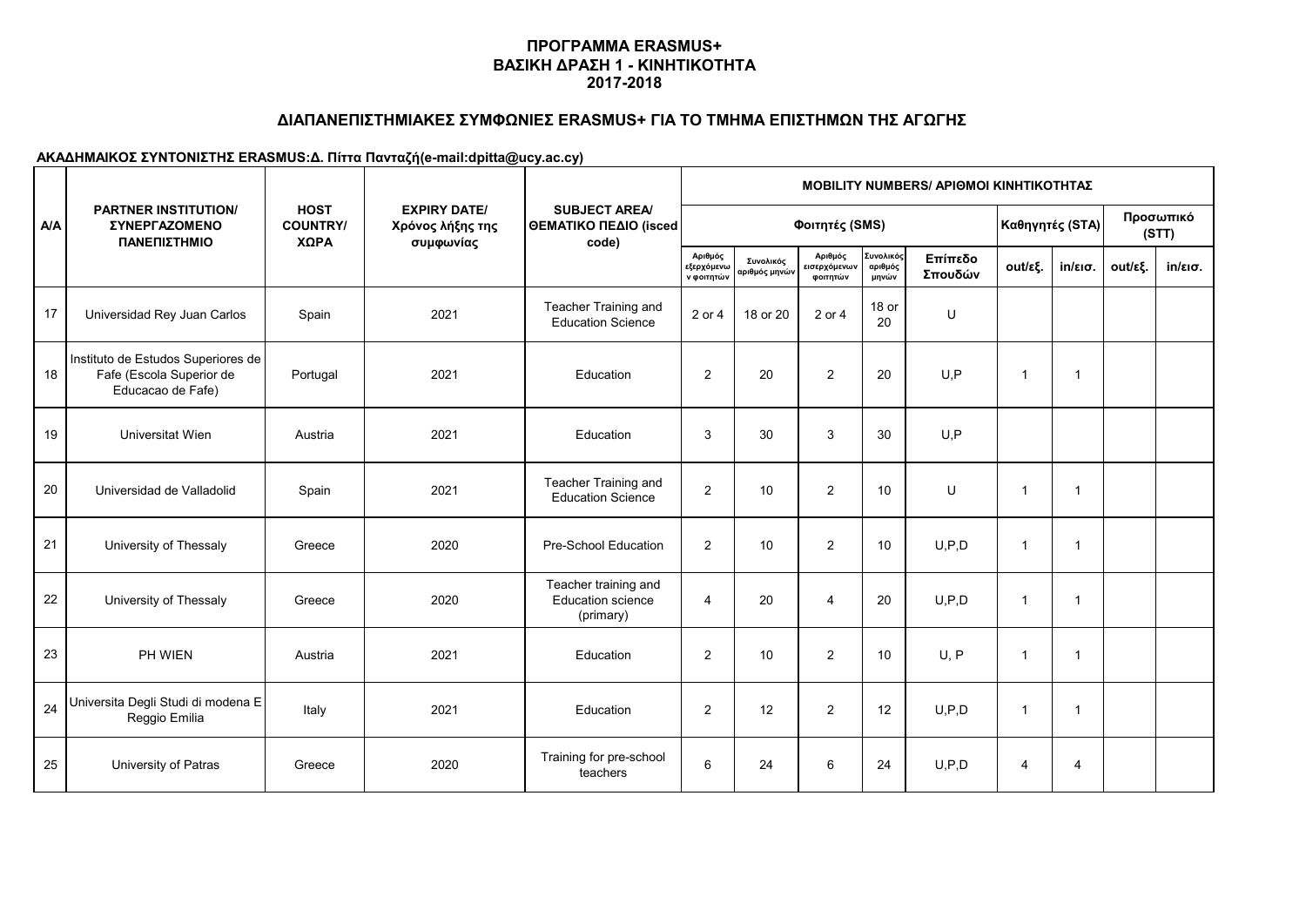# ΠΡΟΓΡΑΜΜΑ ERASMUS+
# ΒΑΣΙΚΗ ΔΡΑΣΗ 1 - ΚΙΝΗΤΙΚΟΤΗΤΑ
# 2017-2018

## ΔΙΑΠΑΝΕΠΙΣΤΗΜΙΑΚΕΣ ΣΥΜΦΩΝΙΕΣ ERASMUS+ ΓΙΑ ΤΟ ΤΜΗΜΑ ΕΠΙΣΤΗΜΩΝ ΤΗΣ ΑΓΩΓΗΣ

**ΑΚΑΔΗΜΑΙΚΟΣ ΣΥΝΤΟΝΙΣΤΗΣ ERASMUS:Δ. Πίττα Πανταζή(e-mail:dpitta@ucy.ac.cy)**

| Α/Α | PARTNER INSTITUTION/ ΣΥΝΕΡΓΑΖΟΜΕΝΟ ΠΑΝΕΠΙΣΤΗΜΙΟ | HOST COUNTRY/ ΧΩΡΑ | EXPIRY DATE/ Χρόνος λήξης της συμφωνίας | SUBJECT AREA/ ΘΕΜΑΤΙΚΟ ΠΕΔΙΟ (isced code) | MOBILITY NUMBERS/ ΑΡΙΘΜΟΙ ΚΙΝΗΤΙΚΟΤΗΤΑΣ | | | | | | | | |
|---|---|---|---|---|---|---|---|---|---|---|---|---|---|
| | | | | | Φοιτητές (SMS) | | | | | Καθηγητές (STA) | | Προσωπικό (STT) | |
| | | | | | Αριθμός εξερχόμενων φοιτητών | Συνολικός αριθμός μηνών | Αριθμός εισερχόμενων φοιτητών | Συνολικός αριθμός μηνών | Επίπεδο Σπουδών | out/εξ. | in/εισ. | out/εξ. | in/εισ. |
| 17 | Universidad Rey Juan Carlos | Spain | 2021 | Teacher Training and Education Science | 2 or 4 | 18 or 20 | 2 or 4 | 18 or 20 | U | | | | |
| 18 | Instituto de Estudos Superiores de Fafe (Escola Superior de Educacao de Fafe) | Portugal | 2021 | Education | 2 | 20 | 2 | 20 | U,P | 1 | 1 | | |
| 19 | Universitat Wien | Austria | 2021 | Education | 3 | 30 | 3 | 30 | U,P | | | | |
| 20 | Universidad de Valladolid | Spain | 2021 | Teacher Training and Education Science | 2 | 10 | 2 | 10 | U | 1 | 1 | | |
| 21 | University of Thessaly | Greece | 2020 | Pre-School Education | 2 | 10 | 2 | 10 | U,P,D | 1 | 1 | | |
| 22 | University of Thessaly | Greece | 2020 | Teacher training and Education science (primary) | 4 | 20 | 4 | 20 | U,P,D | 1 | 1 | | |
| 23 | PH WIEN | Austria | 2021 | Education | 2 | 10 | 2 | 10 | U, P | 1 | 1 | | |
| 24 | Universita Degli Studi di modena E Reggio Emilia | Italy | 2021 | Education | 2 | 12 | 2 | 12 | U,P,D | 1 | 1 | | |
| 25 | University of Patras | Greece | 2020 | Training for pre-school teachers | 6 | 24 | 6 | 24 | U,P,D | 4 | 4 | | |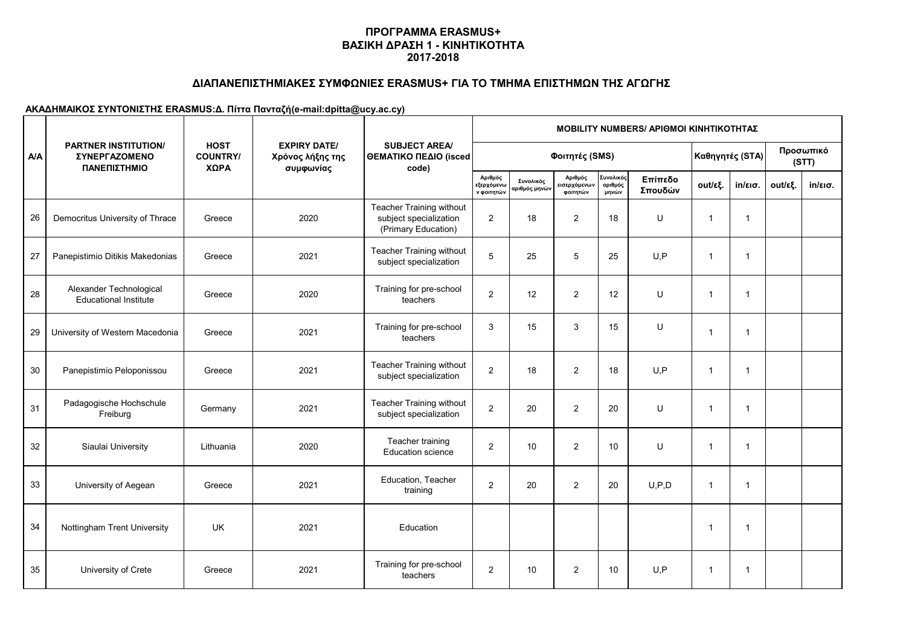**ΠΡΟΓΡΑΜΜΑ ERASMUS+**
**ΒΑΣΙΚΗ ΔΡΑΣΗ 1 - ΚΙΝΗΤΙΚΟΤΗΤΑ**
**2017-2018**

## ΔΙΑΠΑΝΕΠΙΣΤΗΜΙΑΚΕΣ ΣΥΜΦΩΝΙΕΣ ERASMUS+ ΓΙΑ ΤΟ ΤΜΗΜΑ ΕΠΙΣΤΗΜΩΝ ΤΗΣ ΑΓΩΓΗΣ

**ΑΚΑΔΗΜΑΙΚΟΣ ΣΥΝΤΟΝΙΣΤΗΣ ERASMUS:Δ. Πίττα Πανταζή(e-mail:dpitta@ucy.ac.cy)**

| A/A | PARTNER INSTITUTION/ ΣΥΝΕΡΓΑΖΟΜΕΝΟ ΠΑΝΕΠΙΣΤΗΜΙΟ | HOST COUNTRY/ ΧΩΡΑ | EXPIRY DATE/ Χρόνος λήξης της συμφωνίας | SUBJECT AREA/ ΘΕΜΑΤΙΚΟ ΠΕΔΙΟ (isced code) | MOBILITY NUMBERS/ ΑΡΙΘΜΟΙ ΚΙΝΗΤΙΚΟΤΗΤΑΣ | | | | | | | | |
|---|---|---|---|---|---|---|---|---|---|---|---|---|---|
| | | | | | Φοιτητές (SMS) | | | | | Καθηγητές (STA) | | Προσωπικό (STT) | |
| | | | | | Αριθμός εξερχόμενων φοιτητών | Συνολικός αριθμός μηνών | Αριθμός εισερχόμενων φοιτητών | Συνολικός αριθμός μηνών | Επίπεδο Σπουδών | out/εξ. | in/εισ. | out/εξ. | in/εισ. |
| 26 | Democritus University of Thrace | Greece | 2020 | Teacher Training without subject specialization (Primary Education) | 2 | 18 | 2 | 18 | U | 1 | 1 | | |
| 27 | Panepistimio Ditikis Makedonias | Greece | 2021 | Teacher Training without subject specialization | 5 | 25 | 5 | 25 | U,P | 1 | 1 | | |
| 28 | Alexander Technological Educational Institute | Greece | 2020 | Training for pre-school teachers | 2 | 12 | 2 | 12 | U | 1 | 1 | | |
| 29 | University of Western Macedonia | Greece | 2021 | Training for pre-school teachers | 3 | 15 | 3 | 15 | U | 1 | 1 | | |
| 30 | Panepistimio Peloponissou | Greece | 2021 | Teacher Training without subject specialization | 2 | 18 | 2 | 18 | U,P | 1 | 1 | | |
| 31 | Padagogische Hochschule Freiburg | Germany | 2021 | Teacher Training without subject specialization | 2 | 20 | 2 | 20 | U | 1 | 1 | | |
| 32 | Siaulai University | Lithuania | 2020 | Teacher training Education science | 2 | 10 | 2 | 10 | U | 1 | 1 | | |
| 33 | University of Aegean | Greece | 2021 | Education, Teacher training | 2 | 20 | 2 | 20 | U,P,D | 1 | 1 | | |
| 34 | Nottingham Trent University | UK | 2021 | Education | | | | | | 1 | 1 | | |
| 35 | University of Crete | Greece | 2021 | Training for pre-school teachers | 2 | 10 | 2 | 10 | U,P | 1 | 1 | | |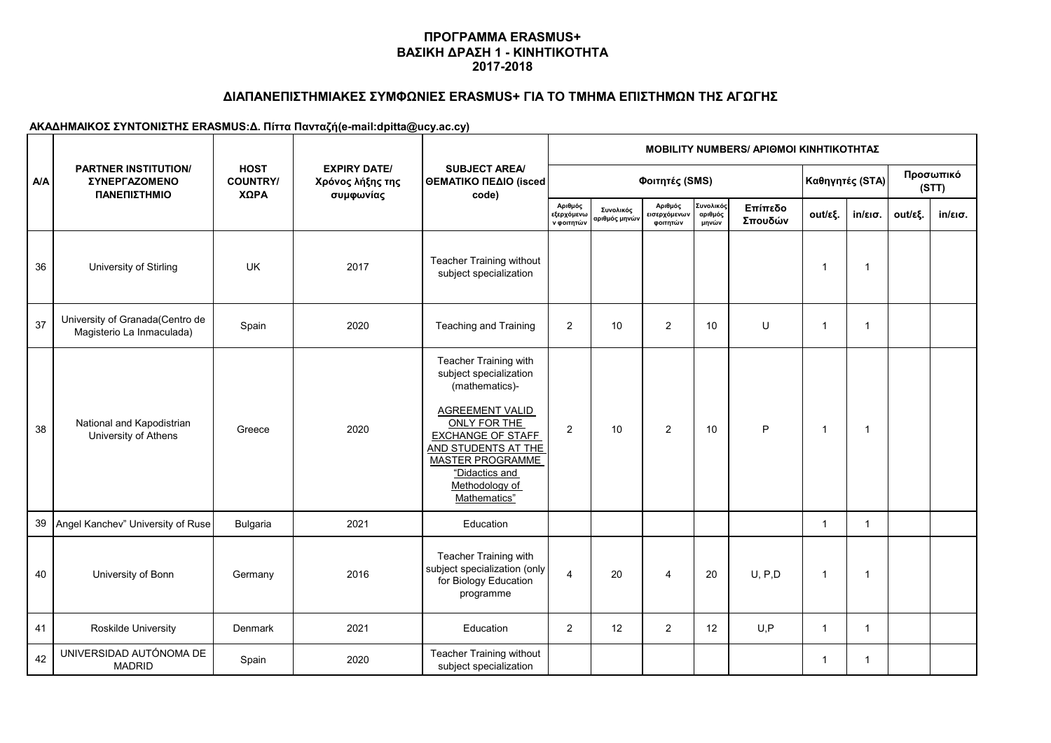## ΠΡΟΓΡΑΜΜΑ ERASMUS+
## ΒΑΣΙΚΗ ΔΡΑΣΗ 1 - ΚΙΝΗΤΙΚΟΤΗΤΑ
## 2017-2018

### ΔΙΑΠΑΝΕΠΙΣΤΗΜΙΑΚΕΣ ΣΥΜΦΩΝΙΕΣ ERASMUS+ ΓΙΑ ΤΟ ΤΜΗΜΑ ΕΠΙΣΤΗΜΩΝ ΤΗΣ ΑΓΩΓΗΣ

**ΑΚΑΔΗΜΑΙΚΟΣ ΣΥΝΤΟΝΙΣΤΗΣ ERASMUS:Δ. Πίττα Πανταζή(e-mail:dpitta@ucy.ac.cy)**

| A/A | PARTNER INSTITUTION/ ΣΥΝΕΡΓΑΖΟΜΕΝΟ ΠΑΝΕΠΙΣΤΗΜΙΟ | HOST COUNTRY/ ΧΩΡΑ | EXPIRY DATE/ Χρόνος λήξης της συμφωνίας | SUBJECT AREA/ ΘΕΜΑΤΙΚΟ ΠΕΔΙΟ (isced code) | MOBILITY NUMBERS/ ΑΡΙΘΜΟΙ ΚΙΝΗΤΙΚΟΤΗΤΑΣ | | | | | | | | |
|---|---|---|---|---|---|---|---|---|---|---|---|---|---|
| | | | | | Φοιτητές (SMS) | | | | | Καθηγητές (STA) | | Προσωπικό (STT) | |
| | | | | | Αριθμός εξερχόμενων φοιτητών | Συνολικός αριθμός μηνών | Αριθμός εισερχόμενων φοιτητών | Συνολικός αριθμός μηνών | Επίπεδο Σπουδών | out/εξ. | in/εισ. | out/εξ. | in/εισ. |
| 36 | University of Stirling | UK | 2017 | Teacher Training without subject specialization | | | | | | 1 | 1 | | |
| 37 | University of Granada(Centro de Magisterio La Inmaculada) | Spain | 2020 | Teaching and Training | 2 | 10 | 2 | 10 | U | 1 | 1 | | |
| 38 | National and Kapodistrian University of Athens | Greece | 2020 | Teacher Training with subject specialization (mathematics)- AGREEMENT VALID ONLY FOR THE EXCHANGE OF STAFF AND STUDENTS AT THE MASTER PROGRAMME "Didactics and Methodology of Mathematics" | 2 | 10 | 2 | 10 | P | 1 | 1 | | |
| 39 | Angel Kanchev" University of Ruse | Bulgaria | 2021 | Education | | | | | | 1 | 1 | | |
| 40 | University of Bonn | Germany | 2016 | Teacher Training with subject specialization (only for Biology Education programme | 4 | 20 | 4 | 20 | U, P,D | 1 | 1 | | |
| 41 | Roskilde University | Denmark | 2021 | Education | 2 | 12 | 2 | 12 | U,P | 1 | 1 | | |
| 42 | UNIVERSIDAD AUTÓNOMA DE MADRID | Spain | 2020 | Teacher Training without subject specialization | | | | | | 1 | 1 | | |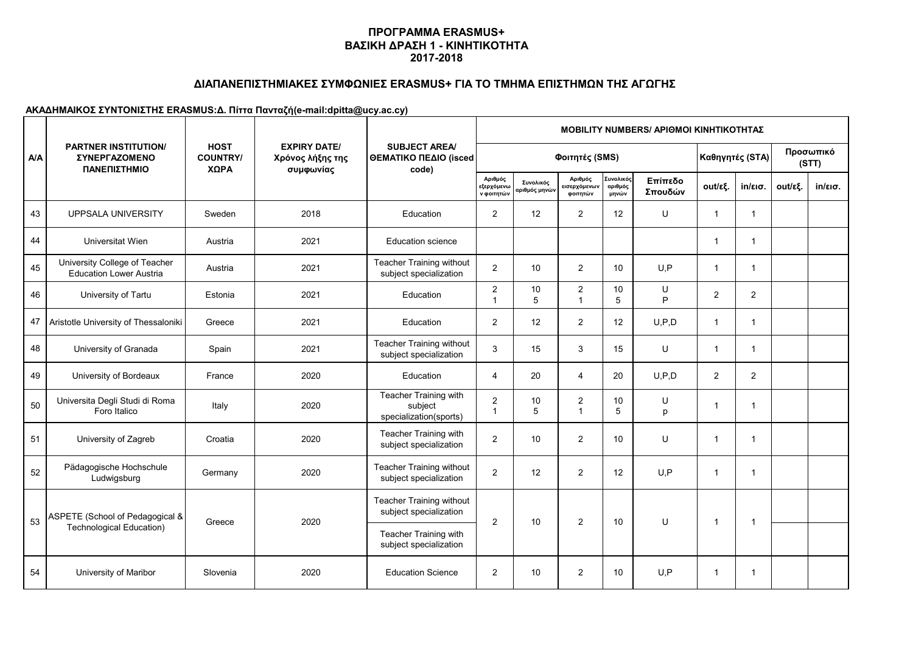# ΠΡΟΓΡΑΜΜΑ ERASMUS+
# ΒΑΣΙΚΗ ΔΡΑΣΗ 1 - ΚΙΝΗΤΙΚΟΤΗΤΑ
# 2017-2018

## ΔΙΑΠΑΝΕΠΙΣΤΗΜΙΑΚΕΣ ΣΥΜΦΩΝΙΕΣ ERASMUS+ ΓΙΑ ΤΟ ΤΜΗΜΑ ΕΠΙΣΤΗΜΩΝ ΤΗΣ ΑΓΩΓΗΣ

**ΑΚΑΔΗΜΑΙΚΟΣ ΣΥΝΤΟΝΙΣΤΗΣ ERASMUS:Δ. Πίττα Πανταζή(e-mail:dpitta@ucy.ac.cy)**

| Α/Α | PARTNER INSTITUTION/ ΣΥΝΕΡΓΑΖΟΜΕΝΟ ΠΑΝΕΠΙΣΤΗΜΙΟ | HOST COUNTRY/ ΧΩΡΑ | EXPIRY DATE/ Χρόνος λήξης της συμφωνίας | SUBJECT AREA/ ΘΕΜΑΤΙΚΟ ΠΕΔΙΟ (isced code) | MOBILITY NUMBERS/ ΑΡΙΘΜΟΙ ΚΙΝΗΤΙΚΟΤΗΤΑΣ | | | | | | | | |
|---|---|---|---|---|---|---|---|---|---|---|---|---|---|
| | | | | | Φοιτητές (SMS) | | | | | Καθηγητές (STA) | | Προσωπικό (STT) | |
| | | | | | Αριθμός εξερχόμενων φοιτητών | Συνολικός αριθμός μηνών | Αριθμός εισερχόμενων φοιτητών | Συνολικός αριθμός μηνών | Επίπεδο Σπουδών | out/εξ. | in/εισ. | out/εξ. | in/εισ. |
| 43 | UPPSALA UNIVERSITY | Sweden | 2018 | Education | 2 | 12 | 2 | 12 | U | 1 | 1 | | |
| 44 | Universitat Wien | Austria | 2021 | Education science | | | | | | 1 | 1 | | |
| 45 | University College of Teacher Education Lower Austria | Austria | 2021 | Teacher Training without subject specialization | 2 | 10 | 2 | 10 | U,P | 1 | 1 | | |
| 46 | University of Tartu | Estonia | 2021 | Education | 2<br>1 | 10<br>5 | 2<br>1 | 10<br>5 | U<br>P | 2 | 2 | | |
| 47 | Aristotle University of Thessaloniki | Greece | 2021 | Education | 2 | 12 | 2 | 12 | U,P,D | 1 | 1 | | |
| 48 | University of Granada | Spain | 2021 | Teacher Training without subject specialization | 3 | 15 | 3 | 15 | U | 1 | 1 | | |
| 49 | University of Bordeaux | France | 2020 | Education | 4 | 20 | 4 | 20 | U,P,D | 2 | 2 | | |
| 50 | Universita Degli Studi di Roma Foro Italico | Italy | 2020 | Teacher Training with subject specialization(sports) | 2<br>1 | 10<br>5 | 2<br>1 | 10<br>5 | U<br>p | 1 | 1 | | |
| 51 | University of Zagreb | Croatia | 2020 | Teacher Training with subject specialization | 2 | 10 | 2 | 10 | U | 1 | 1 | | |
| 52 | Pädagogische Hochschule Ludwigsburg | Germany | 2020 | Teacher Training without subject specialization | 2 | 12 | 2 | 12 | U,P | 1 | 1 | | |
| 53 | ASPETE (School of Pedagogical & Technological Education) | Greece | 2020 | Teacher Training without subject specialization<br>Teacher Training with subject specialization | 2 | 10 | 2 | 10 | U | 1 | 1 | | |
| 54 | University of Maribor | Slovenia | 2020 | Education Science | 2 | 10 | 2 | 10 | U,P | 1 | 1 | | |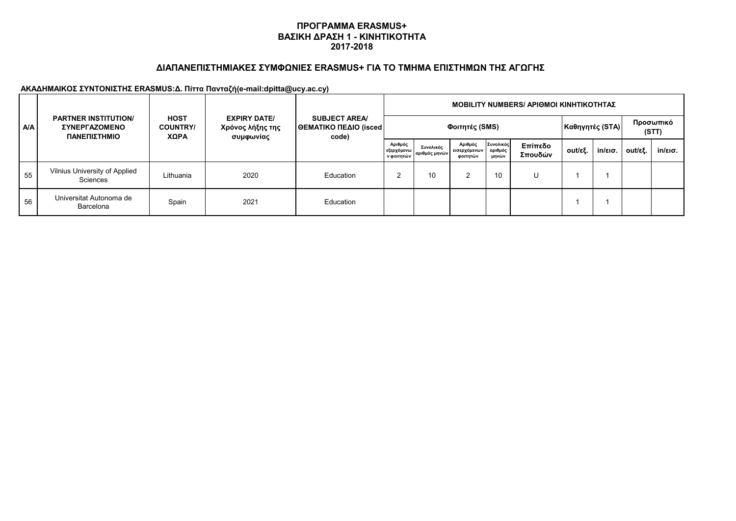**ΠΡΟΓΡΑΜΜΑ ERASMUS+**
**ΒΑΣΙΚΗ ΔΡΑΣΗ 1 - ΚΙΝΗΤΙΚΟΤΗΤΑ**
**2017-2018**

## ΔΙΑΠΑΝΕΠΙΣΤΗΜΙΑΚΕΣ ΣΥΜΦΩΝΙΕΣ ERASMUS+ ΓΙΑ ΤΟ ΤΜΗΜΑ ΕΠΙΣΤΗΜΩΝ ΤΗΣ ΑΓΩΓΗΣ

**ΑΚΑΔΗΜΑΙΚΟΣ ΣΥΝΤΟΝΙΣΤΗΣ ERASMUS:Δ. Πίττα Πανταζή(e-mail:dpitta@ucy.ac.cy)**

| Α/Α | PARTNER INSTITUTION/ ΣΥΝΕΡΓΑΖΟΜΕΝΟ ΠΑΝΕΠΙΣΤΗΜΙΟ | HOST COUNTRY/ ΧΩΡΑ | EXPIRY DATE/ Χρόνος λήξης της συμφωνίας | SUBJECT AREA/ ΘΕΜΑΤΙΚΟ ΠΕΔΙΟ (isced code) | MOBILITY NUMBERS/ ΑΡΙΘΜΟΙ ΚΙΝΗΤΙΚΟΤΗΤΑΣ | | | | | | | | |
|---|---|---|---|---|---|---|---|---|---|---|---|---|---|
| | | | | | Φοιτητές (SMS) | | | | | Καθηγητές (STA) | | Προσωπικό (STT) | |
| | | | | | Αριθμός εξερχόμενων φοιτητών | Συνολικός αριθμός μηνών | Αριθμός εισερχόμενων φοιτητών | Συνολικός αριθμός μηνών | Επίπεδο Σπουδών | out/εξ. | in/εισ. | out/εξ. | in/εισ. |
| 55 | Vilnius University of Applied Sciences | Lithuania | 2020 | Education | 2 | 10 | 2 | 10 | U | 1 | 1 | | |
| 56 | Universitat Autonoma de Barcelona | Spain | 2021 | Education | | | | | | 1 | 1 | | |